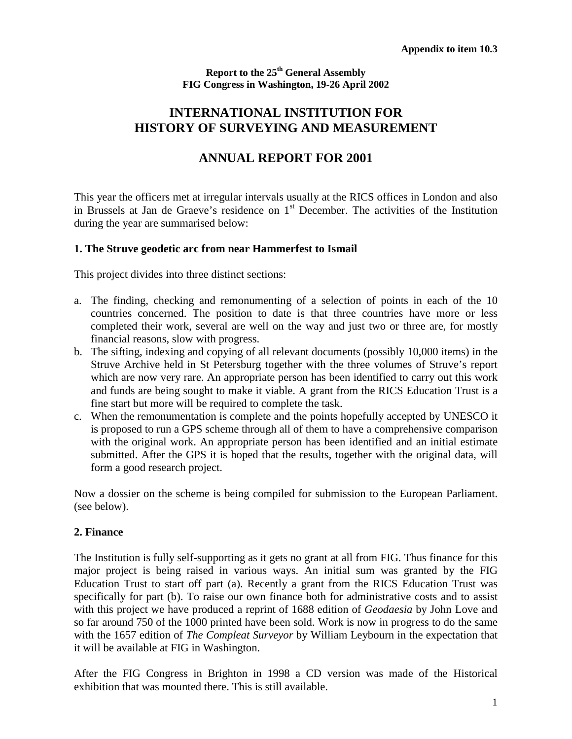**Appendix to item 10.3**

**Report to the 25th General Assembly**
**FIG Congress in Washington, 19-26 April 2002**

# INTERNATIONAL INSTITUTION FOR HISTORY OF SURVEYING AND MEASUREMENT

# ANNUAL REPORT FOR 2001

This year the officers met at irregular intervals usually at the RICS offices in London and also in Brussels at Jan de Graeve's residence on 1st December. The activities of the Institution during the year are summarised below:

## 1. The Struve geodetic arc from near Hammerfest to Ismail

This project divides into three distinct sections:

a. The finding, checking and remonumenting of a selection of points in each of the 10 countries concerned. The position to date is that three countries have more or less completed their work, several are well on the way and just two or three are, for mostly financial reasons, slow with progress.
b. The sifting, indexing and copying of all relevant documents (possibly 10,000 items) in the Struve Archive held in St Petersburg together with the three volumes of Struve's report which are now very rare. An appropriate person has been identified to carry out this work and funds are being sought to make it viable. A grant from the RICS Education Trust is a fine start but more will be required to complete the task.
c. When the remonumentation is complete and the points hopefully accepted by UNESCO it is proposed to run a GPS scheme through all of them to have a comprehensive comparison with the original work. An appropriate person has been identified and an initial estimate submitted. After the GPS it is hoped that the results, together with the original data, will form a good research project.

Now a dossier on the scheme is being compiled for submission to the European Parliament. (see below).

## 2. Finance

The Institution is fully self-supporting as it gets no grant at all from FIG. Thus finance for this major project is being raised in various ways. An initial sum was granted by the FIG Education Trust to start off part (a). Recently a grant from the RICS Education Trust was specifically for part (b). To raise our own finance both for administrative costs and to assist with this project we have produced a reprint of 1688 edition of *Geodaesia* by John Love and so far around 750 of the 1000 printed have been sold. Work is now in progress to do the same with the 1657 edition of *The Compleat Surveyor* by William Leybourn in the expectation that it will be available at FIG in Washington.

After the FIG Congress in Brighton in 1998 a CD version was made of the Historical exhibition that was mounted there. This is still available.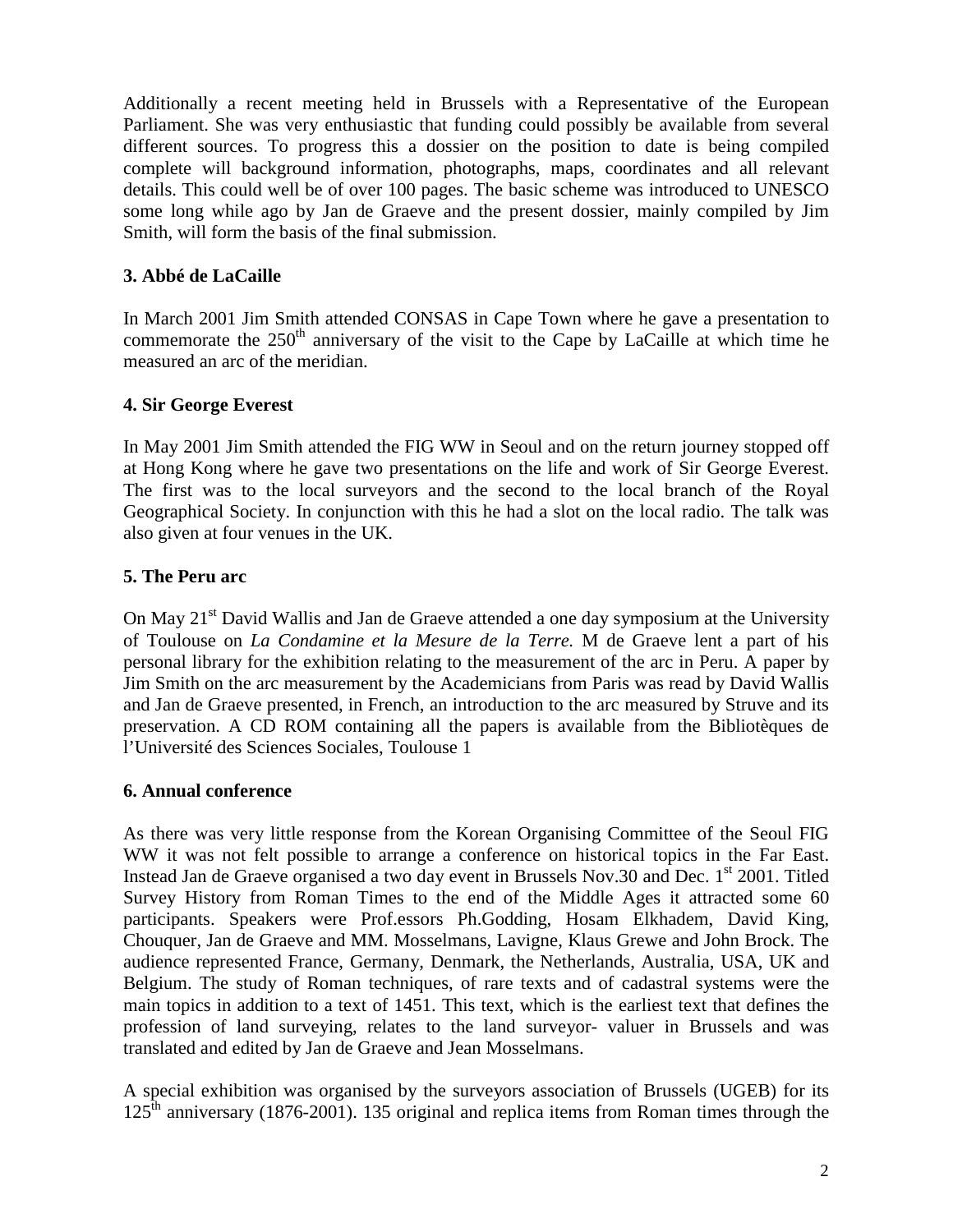Additionally a recent meeting held in Brussels with a Representative of the European Parliament. She was very enthusiastic that funding could possibly be available from several different sources. To progress this a dossier on the position to date is being compiled complete will background information, photographs, maps, coordinates and all relevant details. This could well be of over 100 pages. The basic scheme was introduced to UNESCO some long while ago by Jan de Graeve and the present dossier, mainly compiled by Jim Smith, will form the basis of the final submission.

## 3. Abbé de LaCaille

In March 2001 Jim Smith attended CONSAS in Cape Town where he gave a presentation to commemorate the 250th anniversary of the visit to the Cape by LaCaille at which time he measured an arc of the meridian.

## 4. Sir George Everest

In May 2001 Jim Smith attended the FIG WW in Seoul and on the return journey stopped off at Hong Kong where he gave two presentations on the life and work of Sir George Everest. The first was to the local surveyors and the second to the local branch of the Royal Geographical Society. In conjunction with this he had a slot on the local radio. The talk was also given at four venues in the UK.

## 5. The Peru arc

On May 21st David Wallis and Jan de Graeve attended a one day symposium at the University of Toulouse on *La Condamine et la Mesure de la Terre.* M de Graeve lent a part of his personal library for the exhibition relating to the measurement of the arc in Peru. A paper by Jim Smith on the arc measurement by the Academicians from Paris was read by David Wallis and Jan de Graeve presented, in French, an introduction to the arc measured by Struve and its preservation. A CD ROM containing all the papers is available from the Bibliotèques de l'Université des Sciences Sociales, Toulouse 1

## 6. Annual conference

As there was very little response from the Korean Organising Committee of the Seoul FIG WW it was not felt possible to arrange a conference on historical topics in the Far East. Instead Jan de Graeve organised a two day event in Brussels Nov.30 and Dec. 1st 2001. Titled Survey History from Roman Times to the end of the Middle Ages it attracted some 60 participants. Speakers were Prof.essors Ph.Godding, Hosam Elkhadem, David King, Chouquer, Jan de Graeve and MM. Mosselmans, Lavigne, Klaus Grewe and John Brock. The audience represented France, Germany, Denmark, the Netherlands, Australia, USA, UK and Belgium. The study of Roman techniques, of rare texts and of cadastral systems were the main topics in addition to a text of 1451. This text, which is the earliest text that defines the profession of land surveying, relates to the land surveyor- valuer in Brussels and was translated and edited by Jan de Graeve and Jean Mosselmans.

A special exhibition was organised by the surveyors association of Brussels (UGEB) for its 125th anniversary (1876-2001). 135 original and replica items from Roman times through the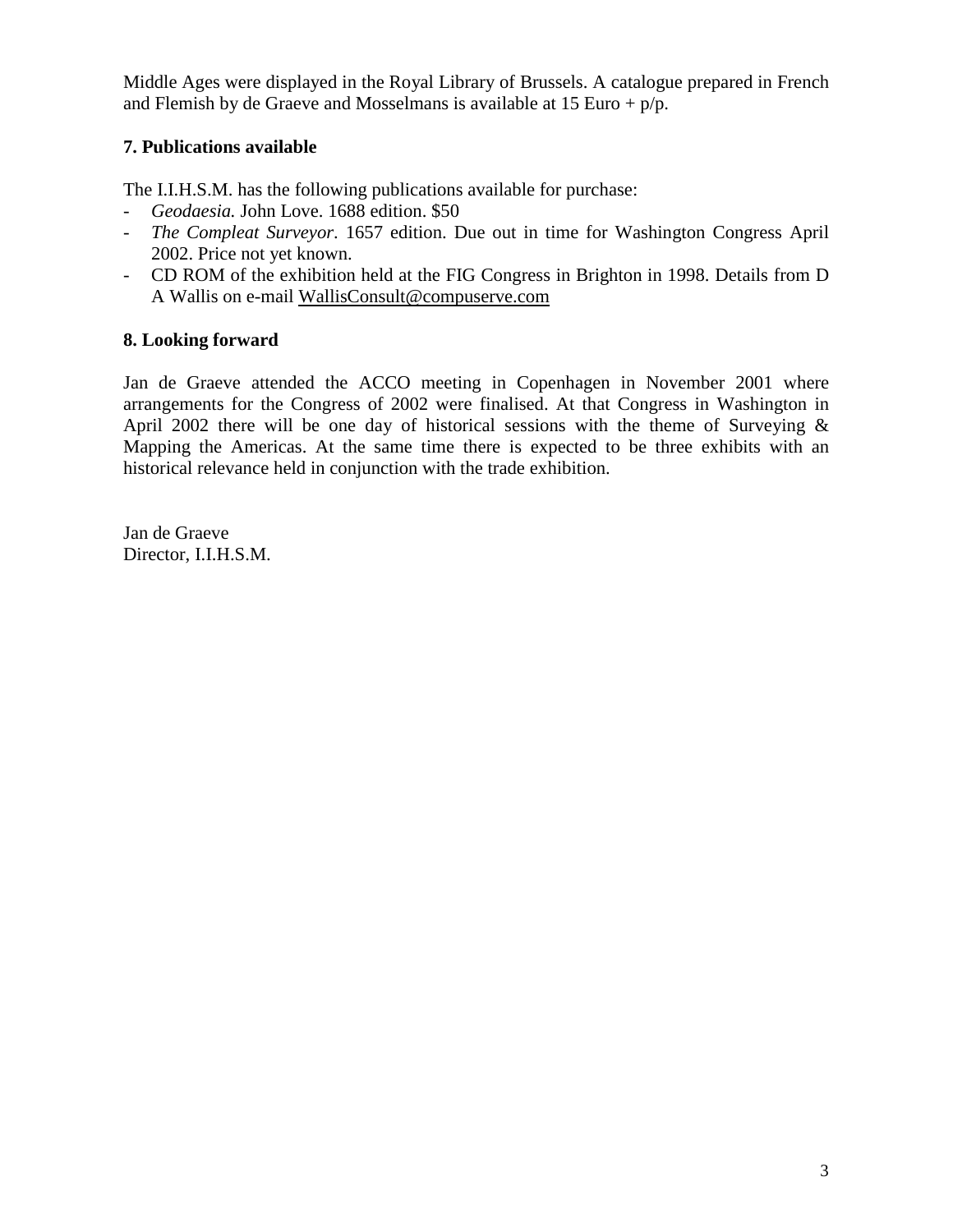Middle Ages were displayed in the Royal Library of Brussels. A catalogue prepared in French and Flemish by de Graeve and Mosselmans is available at 15 Euro + p/p.

**7. Publications available**

The I.I.H.S.M. has the following publications available for purchase:

- *Geodaesia.* John Love. 1688 edition. $50
- *The Compleat Surveyor*. 1657 edition. Due out in time for Washington Congress April 2002. Price not yet known.
- CD ROM of the exhibition held at the FIG Congress in Brighton in 1998. Details from D A Wallis on e-mail WallisConsult@compuserve.com

**8. Looking forward**

Jan de Graeve attended the ACCO meeting in Copenhagen in November 2001 where arrangements for the Congress of 2002 were finalised. At that Congress in Washington in April 2002 there will be one day of historical sessions with the theme of Surveying & Mapping the Americas. At the same time there is expected to be three exhibits with an historical relevance held in conjunction with the trade exhibition.

Jan de Graeve
Director, I.I.H.S.M.